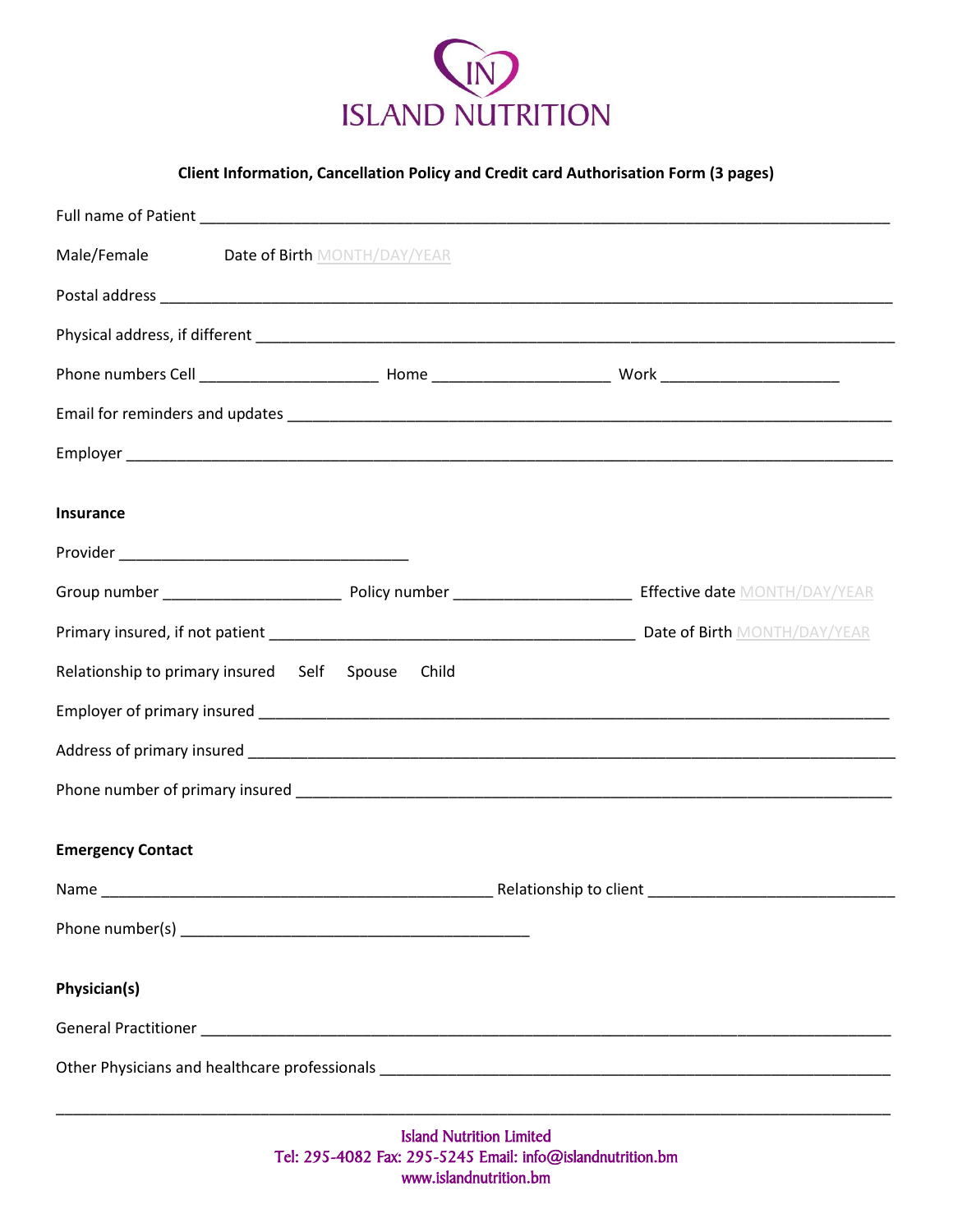# ISLAND NUTRITION

**Client Information, Cancellation Policy and Credit card Authorisation Form (3 pages)**

Full name of Patient ______________________________________________________________________________

Male/Female Date of Birth MONTH/DAY/YEAR

Postal address ___________________________________________________________________________________

Physical address, if different ______________________________________________________________________

Phone numbers Cell ____________________ Home ____________________ Work ____________________

Email for reminders and updates ____________________________________________________________________

Employer _______________________________________________________________________________________

**Insurance**

Provider ________________________________

Group number ____________________ Policy number ____________________ Effective date MONTH/DAY/YEAR

Primary insured, if not patient __________________________________________ Date of Birth MONTH/DAY/YEAR

Relationship to primary insured Self Spouse Child

Employer of primary insured ________________________________________________________________________

Address of primary insured _________________________________________________________________________

Phone number of primary insured ____________________________________________________________________

**Emergency Contact**

Name ____________________________________________ Relationship to client ___________________________

Phone number(s) ________________________________________

**Physician(s)**

General Practitioner _______________________________________________________________________________

Other Physicians and healthcare professionals __________________________________________________________

_________________________________________________________________________________________________

Island Nutrition Limited
Tel: 295-4082 Fax: 295-5245 Email: info@islandnutrition.bm
www.islandnutrition.bm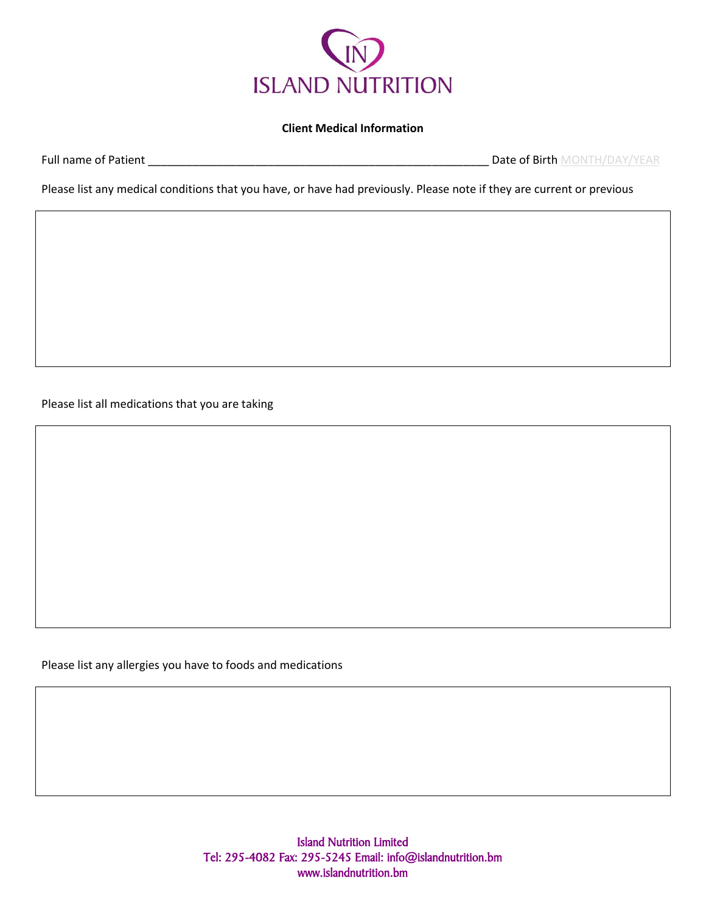ISLAND NUTRITION

**Client Medical Information**

Full name of Patient _______________________________________________________ Date of Birth MONTH/DAY/YEAR

Please list any medical conditions that you have, or have had previously. Please note if they are current or previous

Please list all medications that you are taking

Please list any allergies you have to foods and medications

Island Nutrition Limited
Tel: 295-4082 Fax: 295-5245 Email: info@islandnutrition.bm
www.islandnutrition.bm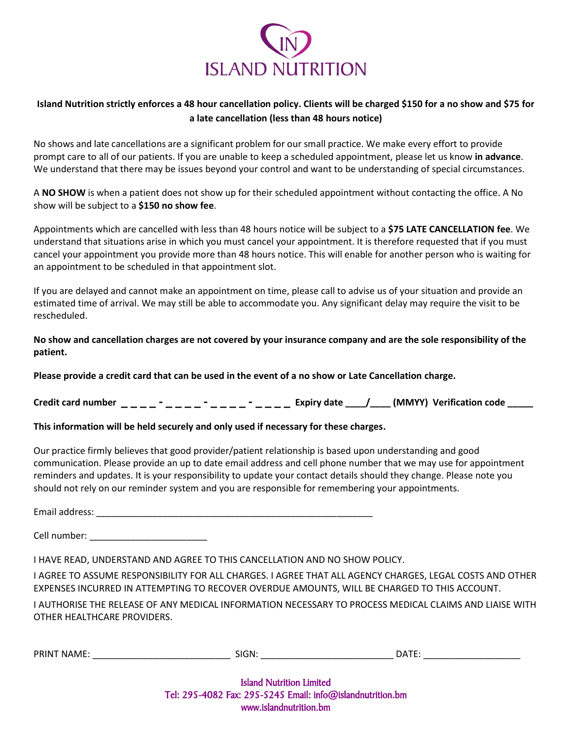ISLAND NUTRITION

**Island Nutrition strictly enforces a 48 hour cancellation policy. Clients will be charged $150 for a no show and $75 for a late cancellation (less than 48 hours notice)**

No shows and late cancellations are a significant problem for our small practice. We make every effort to provide prompt care to all of our patients. If you are unable to keep a scheduled appointment, please let us know **in advance**. We understand that there may be issues beyond your control and want to be understanding of special circumstances.

A **NO SHOW** is when a patient does not show up for their scheduled appointment without contacting the office. A No show will be subject to a **$150 no show fee**.

Appointments which are cancelled with less than 48 hours notice will be subject to a **$75 LATE CANCELLATION fee**. We understand that situations arise in which you must cancel your appointment. It is therefore requested that if you must cancel your appointment you provide more than 48 hours notice. This will enable for another person who is waiting for an appointment to be scheduled in that appointment slot.

If you are delayed and cannot make an appointment on time, please call to advise us of your situation and provide an estimated time of arrival. We may still be able to accommodate you. Any significant delay may require the visit to be rescheduled.

**No show and cancellation charges are not covered by your insurance company and are the sole responsibility of the patient.**

**Please provide a credit card that can be used in the event of a no show or Late Cancellation charge.**

**Credit card number _ _ _ _ - _ _ _ _ - _ _ _ _ - _ _ _ _ Expiry date ____/____ (MMYY) Verification code _____**

**This information will be held securely and only used if necessary for these charges.**

Our practice firmly believes that good provider/patient relationship is based upon understanding and good communication. Please provide an up to date email address and cell phone number that we may use for appointment reminders and updates. It is your responsibility to update your contact details should they change. Please note you should not rely on our reminder system and you are responsible for remembering your appointments.

Email address: ________________________________________________________

Cell number: _______________________

I HAVE READ, UNDERSTAND AND AGREE TO THIS CANCELLATION AND NO SHOW POLICY.

I AGREE TO ASSUME RESPONSIBILITY FOR ALL CHARGES. I AGREE THAT ALL AGENCY CHARGES, LEGAL COSTS AND OTHER EXPENSES INCURRED IN ATTEMPTING TO RECOVER OVERDUE AMOUNTS, WILL BE CHARGED TO THIS ACCOUNT.

I AUTHORISE THE RELEASE OF ANY MEDICAL INFORMATION NECESSARY TO PROCESS MEDICAL CLAIMS AND LIAISE WITH OTHER HEALTHCARE PROVIDERS.

PRINT NAME: ___________________________ SIGN: __________________________ DATE: ___________________

Island Nutrition Limited
Tel: 295-4082 Fax: 295-5245 Email: info@islandnutrition.bm
www.islandnutrition.bm